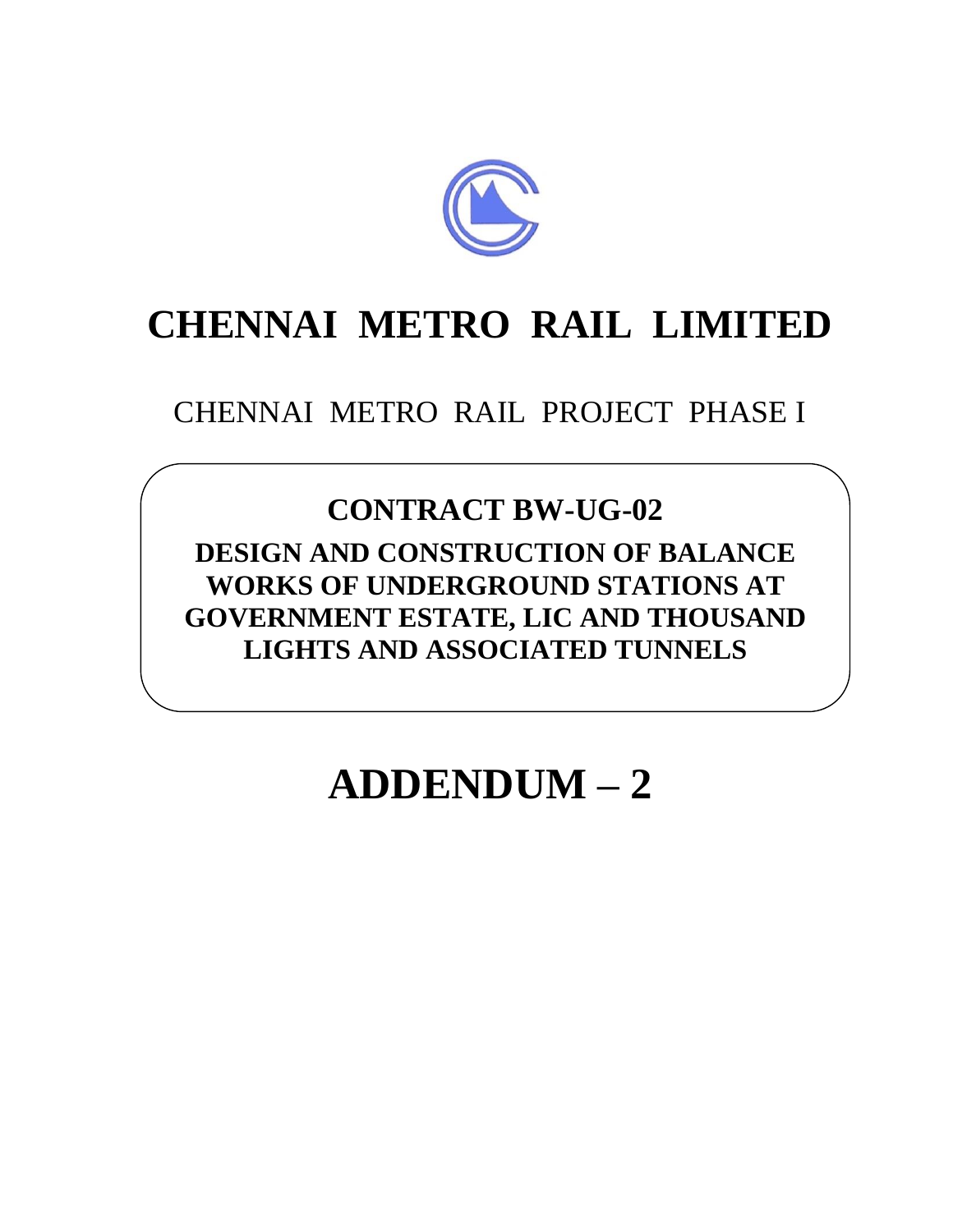# CHENNAI METRO RAIL LIMITED

CHENNAI METRO RAIL PROJECT PHASE I

## CONTRACT BW-UG-02

**DESIGN AND CONSTRUCTION OF BALANCE WORKS OF UNDERGROUND STATIONS AT GOVERNMENT ESTATE, LIC AND THOUSAND LIGHTS AND ASSOCIATED TUNNELS**

# ADDENDUM – 2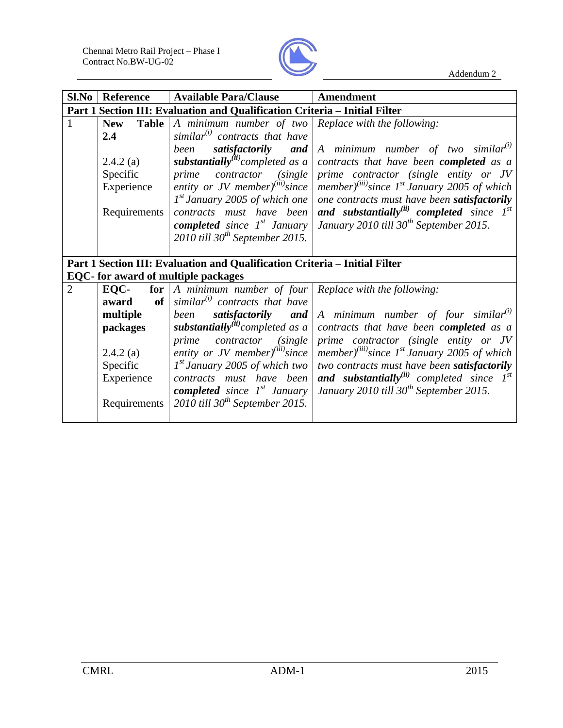| Sl.No | Reference | Available Para/Clause | Amendment |
|---|---|---|---|
| **Part 1 Section III: Evaluation and Qualification Criteria – Initial Filter** | | | |
| 1 | **New Table 2.4**<br><br>2.4.2 (a) Specific Experience<br><br>Requirements | *A minimum number of two similar[(i)] contracts that have been **satisfactorily and substantially**[(ii)] completed as a prime contractor (single entity or JV member)[(iii)] since $1^{st}$ January 2005 of which one contracts must have been **completed** since $1^{st}$ January 2010 till $30^{th}$ September 2015.* | *Replace with the following:*<br><br>*A minimum number of two similar[(i)] contracts that have been **completed** as a prime contractor (single entity or JV member)[(iii)] since $1^{st}$ January 2005 of which one contracts must have been **satisfactorily and substantially**[(ii)] **completed** since $1^{st}$ January 2010 till $30^{th}$ September 2015.* |
| **Part 1 Section III: Evaluation and Qualification Criteria – Initial Filter**<br>**EQC- for award of multiple packages** | | | |
| 2 | **EQC- for award of multiple packages**<br><br>2.4.2 (a) Specific Experience<br><br>Requirements | *A minimum number of four similar[(i)] contracts that have been **satisfactorily and substantially**[(ii)] completed as a prime contractor (single entity or JV member)[(iii)] since $1^{st}$ January 2005 of which two contracts must have been **completed** since $1^{st}$ January 2010 till $30^{th}$ September 2015.* | *Replace with the following:*<br><br>*A minimum number of four similar[(i)] contracts that have been **completed** as a prime contractor (single entity or JV member)[(iii)] since $1^{st}$ January 2005 of which two contracts must have been **satisfactorily and substantially**[(ii)] completed since $1^{st}$ January 2010 till $30^{th}$ September 2015.* |